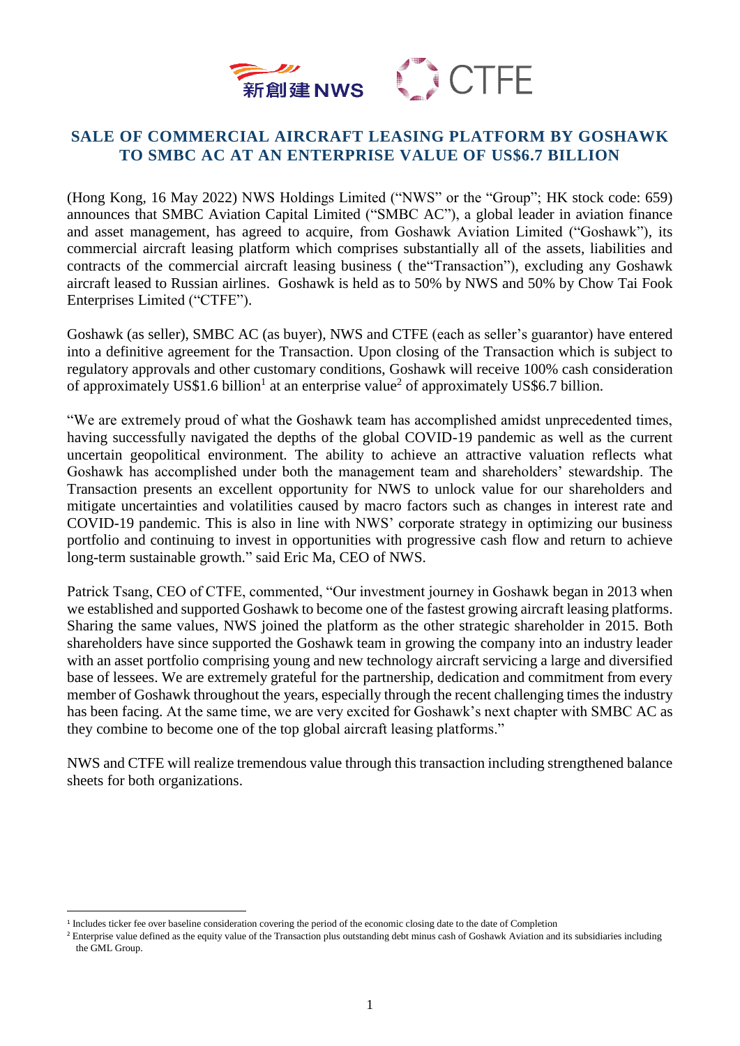新創建 NWS CTFE

# SALE OF COMMERCIAL AIRCRAFT LEASING PLATFORM BY GOSHAWK TO SMBC AC AT AN ENTERPRISE VALUE OF US$6.7 BILLION

(Hong Kong, 16 May 2022) NWS Holdings Limited ("NWS" or the "Group"; HK stock code: 659) announces that SMBC Aviation Capital Limited ("SMBC AC"), a global leader in aviation finance and asset management, has agreed to acquire, from Goshawk Aviation Limited ("Goshawk"), its commercial aircraft leasing platform which comprises substantially all of the assets, liabilities and contracts of the commercial aircraft leasing business ( the"Transaction"), excluding any Goshawk aircraft leased to Russian airlines. Goshawk is held as to 50% by NWS and 50% by Chow Tai Fook Enterprises Limited ("CTFE").

Goshawk (as seller), SMBC AC (as buyer), NWS and CTFE (each as seller's guarantor) have entered into a definitive agreement for the Transaction. Upon closing of the Transaction which is subject to regulatory approvals and other customary conditions, Goshawk will receive 100% cash consideration of approximately US$1.6 billion[1] at an enterprise value[2] of approximately US$6.7 billion.

"We are extremely proud of what the Goshawk team has accomplished amidst unprecedented times, having successfully navigated the depths of the global COVID-19 pandemic as well as the current uncertain geopolitical environment. The ability to achieve an attractive valuation reflects what Goshawk has accomplished under both the management team and shareholders' stewardship. The Transaction presents an excellent opportunity for NWS to unlock value for our shareholders and mitigate uncertainties and volatilities caused by macro factors such as changes in interest rate and COVID-19 pandemic. This is also in line with NWS' corporate strategy in optimizing our business portfolio and continuing to invest in opportunities with progressive cash flow and return to achieve long-term sustainable growth." said Eric Ma, CEO of NWS.

Patrick Tsang, CEO of CTFE, commented, "Our investment journey in Goshawk began in 2013 when we established and supported Goshawk to become one of the fastest growing aircraft leasing platforms. Sharing the same values, NWS joined the platform as the other strategic shareholder in 2015. Both shareholders have since supported the Goshawk team in growing the company into an industry leader with an asset portfolio comprising young and new technology aircraft servicing a large and diversified base of lessees. We are extremely grateful for the partnership, dedication and commitment from every member of Goshawk throughout the years, especially through the recent challenging times the industry has been facing. At the same time, we are very excited for Goshawk's next chapter with SMBC AC as they combine to become one of the top global aircraft leasing platforms."

NWS and CTFE will realize tremendous value through this transaction including strengthened balance sheets for both organizations.

---

[1] Includes ticker fee over baseline consideration covering the period of the economic closing date to the date of Completion

[2] Enterprise value defined as the equity value of the Transaction plus outstanding debt minus cash of Goshawk Aviation and its subsidiaries including the GML Group.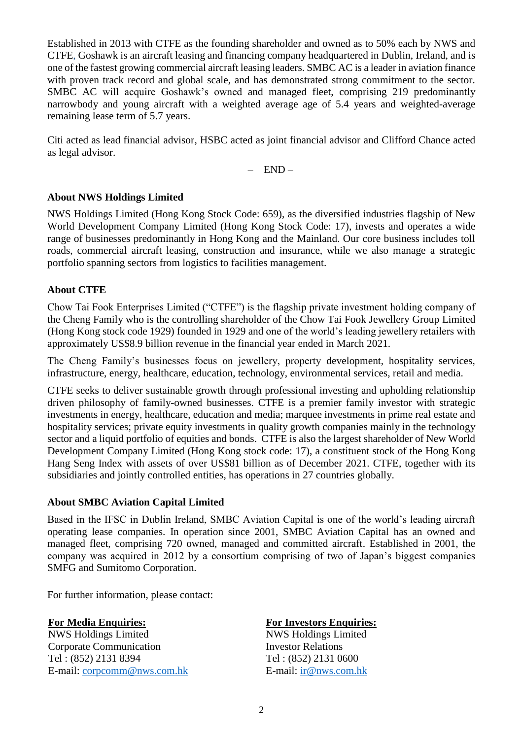Established in 2013 with CTFE as the founding shareholder and owned as to 50% each by NWS and CTFE, Goshawk is an aircraft leasing and financing company headquartered in Dublin, Ireland, and is one of the fastest growing commercial aircraft leasing leaders. SMBC AC is a leader in aviation finance with proven track record and global scale, and has demonstrated strong commitment to the sector. SMBC AC will acquire Goshawk's owned and managed fleet, comprising 219 predominantly narrowbody and young aircraft with a weighted average age of 5.4 years and weighted-average remaining lease term of 5.7 years.

Citi acted as lead financial advisor, HSBC acted as joint financial advisor and Clifford Chance acted as legal advisor.

– END –

**About NWS Holdings Limited**

NWS Holdings Limited (Hong Kong Stock Code: 659), as the diversified industries flagship of New World Development Company Limited (Hong Kong Stock Code: 17), invests and operates a wide range of businesses predominantly in Hong Kong and the Mainland. Our core business includes toll roads, commercial aircraft leasing, construction and insurance, while we also manage a strategic portfolio spanning sectors from logistics to facilities management.

**About CTFE**

Chow Tai Fook Enterprises Limited ("CTFE") is the flagship private investment holding company of the Cheng Family who is the controlling shareholder of the Chow Tai Fook Jewellery Group Limited (Hong Kong stock code 1929) founded in 1929 and one of the world's leading jewellery retailers with approximately US$8.9 billion revenue in the financial year ended in March 2021.

The Cheng Family's businesses focus on jewellery, property development, hospitality services, infrastructure, energy, healthcare, education, technology, environmental services, retail and media.

CTFE seeks to deliver sustainable growth through professional investing and upholding relationship driven philosophy of family-owned businesses. CTFE is a premier family investor with strategic investments in energy, healthcare, education and media; marquee investments in prime real estate and hospitality services; private equity investments in quality growth companies mainly in the technology sector and a liquid portfolio of equities and bonds. CTFE is also the largest shareholder of New World Development Company Limited (Hong Kong stock code: 17), a constituent stock of the Hong Kong Hang Seng Index with assets of over US$81 billion as of December 2021. CTFE, together with its subsidiaries and jointly controlled entities, has operations in 27 countries globally.

**About SMBC Aviation Capital Limited**

Based in the IFSC in Dublin Ireland, SMBC Aviation Capital is one of the world's leading aircraft operating lease companies. In operation since 2001, SMBC Aviation Capital has an owned and managed fleet, comprising 720 owned, managed and committed aircraft. Established in 2001, the company was acquired in 2012 by a consortium comprising of two of Japan's biggest companies SMFG and Sumitomo Corporation.

For further information, please contact:

**For Media Enquiries:**
NWS Holdings Limited
Corporate Communication
Tel : (852) 2131 8394
E-mail: corpcomm@nws.com.hk

**For Investors Enquiries:**
NWS Holdings Limited
Investor Relations
Tel : (852) 2131 0600
E-mail: ir@nws.com.hk